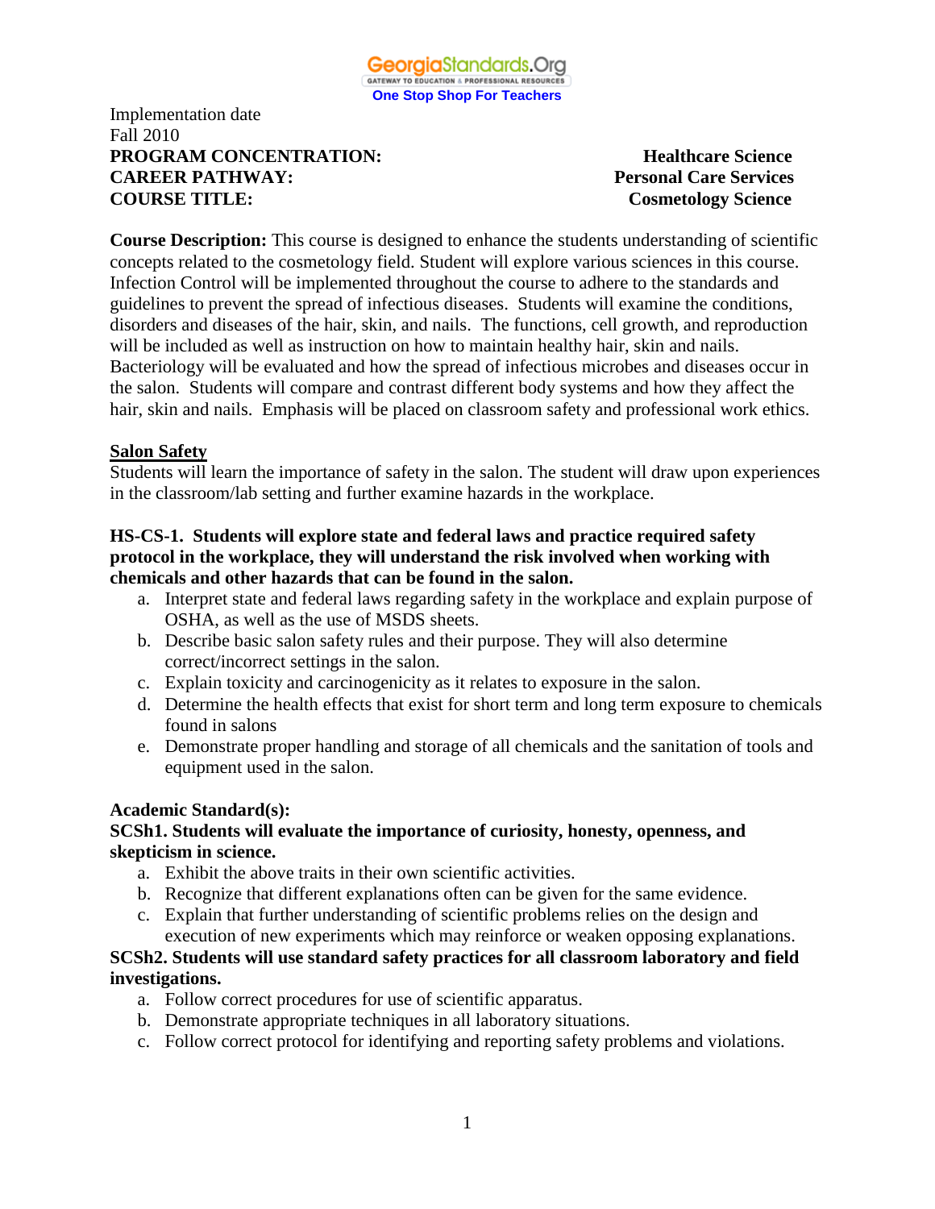Implementation date
Fall 2010

**PROGRAM CONCENTRATION:** **Healthcare Science**
**CAREER PATHWAY:** **Personal Care Services**
**COURSE TITLE:** **Cosmetology Science**

**Course Description:** This course is designed to enhance the students understanding of scientific concepts related to the cosmetology field. Student will explore various sciences in this course. Infection Control will be implemented throughout the course to adhere to the standards and guidelines to prevent the spread of infectious diseases. Students will examine the conditions, disorders and diseases of the hair, skin, and nails. The functions, cell growth, and reproduction will be included as well as instruction on how to maintain healthy hair, skin and nails. Bacteriology will be evaluated and how the spread of infectious microbes and diseases occur in the salon. Students will compare and contrast different body systems and how they affect the hair, skin and nails. Emphasis will be placed on classroom safety and professional work ethics.

## Salon Safety

Students will learn the importance of safety in the salon. The student will draw upon experiences in the classroom/lab setting and further examine hazards in the workplace.

**HS-CS-1. Students will explore state and federal laws and practice required safety protocol in the workplace, they will understand the risk involved when working with chemicals and other hazards that can be found in the salon.**

a. Interpret state and federal laws regarding safety in the workplace and explain purpose of OSHA, as well as the use of MSDS sheets.
b. Describe basic salon safety rules and their purpose. They will also determine correct/incorrect settings in the salon.
c. Explain toxicity and carcinogenicity as it relates to exposure in the salon.
d. Determine the health effects that exist for short term and long term exposure to chemicals found in salons
e. Demonstrate proper handling and storage of all chemicals and the sanitation of tools and equipment used in the salon.

**Academic Standard(s):**

**SCSh1. Students will evaluate the importance of curiosity, honesty, openness, and skepticism in science.**

a. Exhibit the above traits in their own scientific activities.
b. Recognize that different explanations often can be given for the same evidence.
c. Explain that further understanding of scientific problems relies on the design and execution of new experiments which may reinforce or weaken opposing explanations.

**SCSh2. Students will use standard safety practices for all classroom laboratory and field investigations.**

a. Follow correct procedures for use of scientific apparatus.
b. Demonstrate appropriate techniques in all laboratory situations.
c. Follow correct protocol for identifying and reporting safety problems and violations.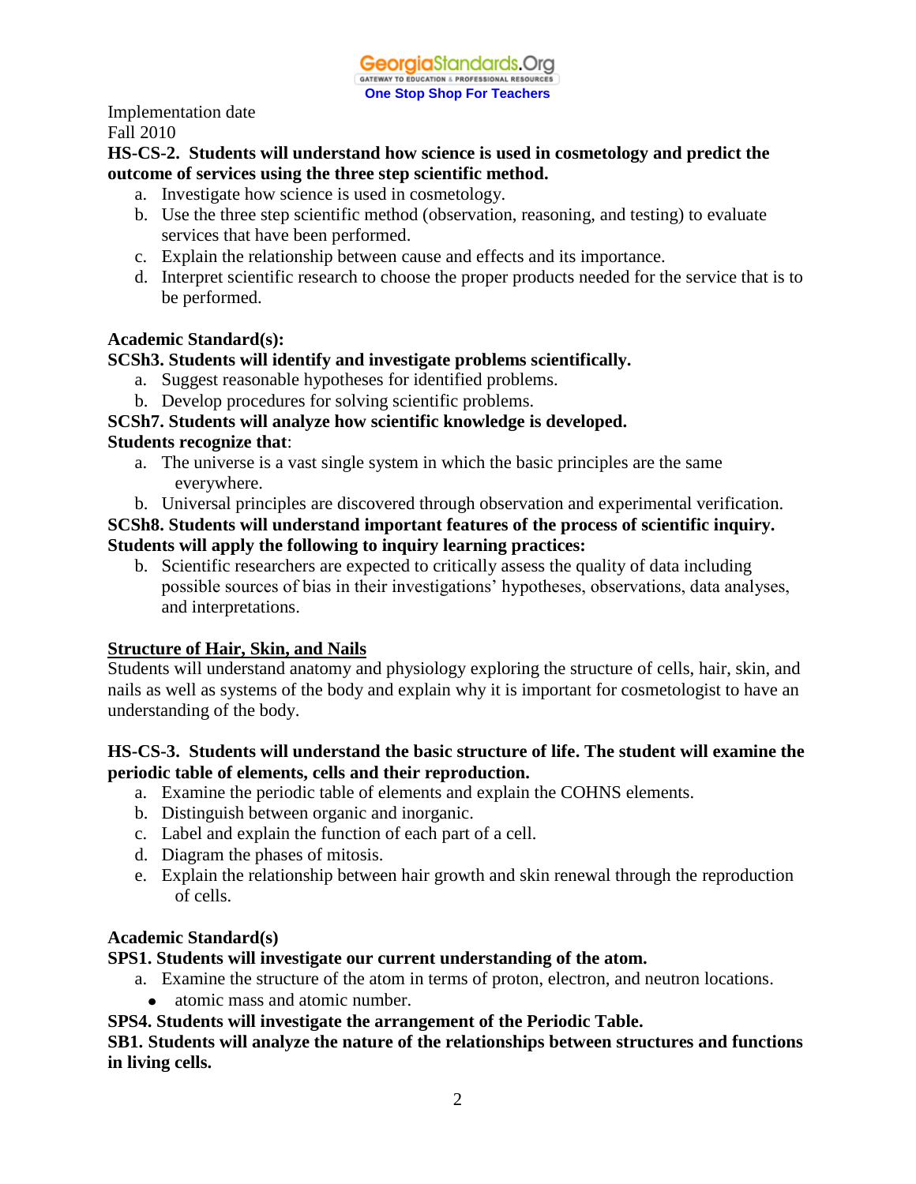Implementation date
Fall 2010

**HS-CS-2. Students will understand how science is used in cosmetology and predict the outcome of services using the three step scientific method.**

a. Investigate how science is used in cosmetology.
b. Use the three step scientific method (observation, reasoning, and testing) to evaluate services that have been performed.
c. Explain the relationship between cause and effects and its importance.
d. Interpret scientific research to choose the proper products needed for the service that is to be performed.

**Academic Standard(s):**

**SCSh3. Students will identify and investigate problems scientifically.**

a. Suggest reasonable hypotheses for identified problems.
b. Develop procedures for solving scientific problems.

**SCSh7. Students will analyze how scientific knowledge is developed.**
**Students recognize that**:

a. The universe is a vast single system in which the basic principles are the same everywhere.
b. Universal principles are discovered through observation and experimental verification.

**SCSh8. Students will understand important features of the process of scientific inquiry. Students will apply the following to inquiry learning practices:**

b. Scientific researchers are expected to critically assess the quality of data including possible sources of bias in their investigations' hypotheses, observations, data analyses, and interpretations.

**<u>Structure of Hair, Skin, and Nails</u>**

Students will understand anatomy and physiology exploring the structure of cells, hair, skin, and nails as well as systems of the body and explain why it is important for cosmetologist to have an understanding of the body.

**HS-CS-3. Students will understand the basic structure of life. The student will examine the periodic table of elements, cells and their reproduction.**

a. Examine the periodic table of elements and explain the COHNS elements.
b. Distinguish between organic and inorganic.
c. Label and explain the function of each part of a cell.
d. Diagram the phases of mitosis.
e. Explain the relationship between hair growth and skin renewal through the reproduction of cells.

**Academic Standard(s)**

**SPS1. Students will investigate our current understanding of the atom.**

a. Examine the structure of the atom in terms of proton, electron, and neutron locations.
   - atomic mass and atomic number.

**SPS4. Students will investigate the arrangement of the Periodic Table.**

**SB1. Students will analyze the nature of the relationships between structures and functions in living cells.**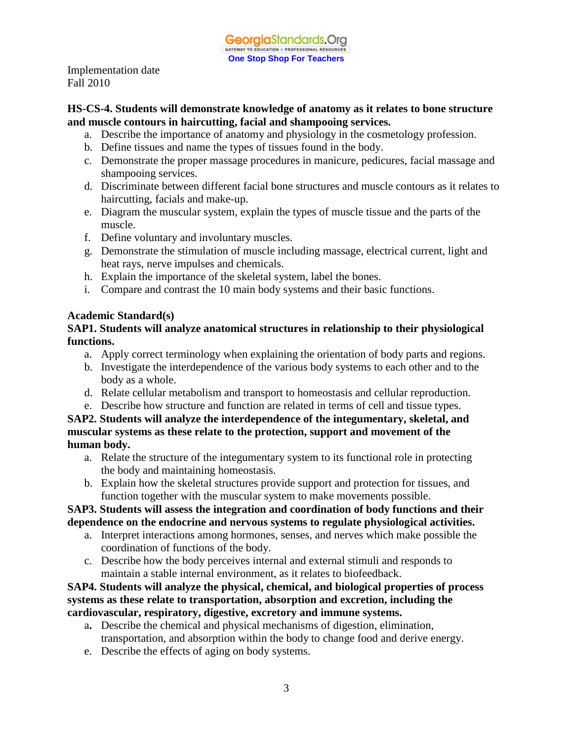Implementation date
Fall 2010

**HS-CS-4. Students will demonstrate knowledge of anatomy as it relates to bone structure and muscle contours in haircutting, facial and shampooing services.**

a. Describe the importance of anatomy and physiology in the cosmetology profession.
b. Define tissues and name the types of tissues found in the body.
c. Demonstrate the proper massage procedures in manicure, pedicures, facial massage and shampooing services.
d. Discriminate between different facial bone structures and muscle contours as it relates to haircutting, facials and make-up.
e. Diagram the muscular system, explain the types of muscle tissue and the parts of the muscle.
f. Define voluntary and involuntary muscles.
g. Demonstrate the stimulation of muscle including massage, electrical current, light and heat rays, nerve impulses and chemicals.
h. Explain the importance of the skeletal system, label the bones.
i. Compare and contrast the 10 main body systems and their basic functions.

**Academic Standard(s)**

**SAP1. Students will analyze anatomical structures in relationship to their physiological functions.**

a. Apply correct terminology when explaining the orientation of body parts and regions.
b. Investigate the interdependence of the various body systems to each other and to the body as a whole.
d. Relate cellular metabolism and transport to homeostasis and cellular reproduction.
e. Describe how structure and function are related in terms of cell and tissue types.

**SAP2. Students will analyze the interdependence of the integumentary, skeletal, and muscular systems as these relate to the protection, support and movement of the human body.**

a. Relate the structure of the integumentary system to its functional role in protecting the body and maintaining homeostasis.
b. Explain how the skeletal structures provide support and protection for tissues, and function together with the muscular system to make movements possible.

**SAP3. Students will assess the integration and coordination of body functions and their dependence on the endocrine and nervous systems to regulate physiological activities.**

a. Interpret interactions among hormones, senses, and nerves which make possible the coordination of functions of the body.
c. Describe how the body perceives internal and external stimuli and responds to maintain a stable internal environment, as it relates to biofeedback.

**SAP4. Students will analyze the physical, chemical, and biological properties of process systems as these relate to transportation, absorption and excretion, including the cardiovascular, respiratory, digestive, excretory and immune systems.**

a. Describe the chemical and physical mechanisms of digestion, elimination, transportation, and absorption within the body to change food and derive energy.
e. Describe the effects of aging on body systems.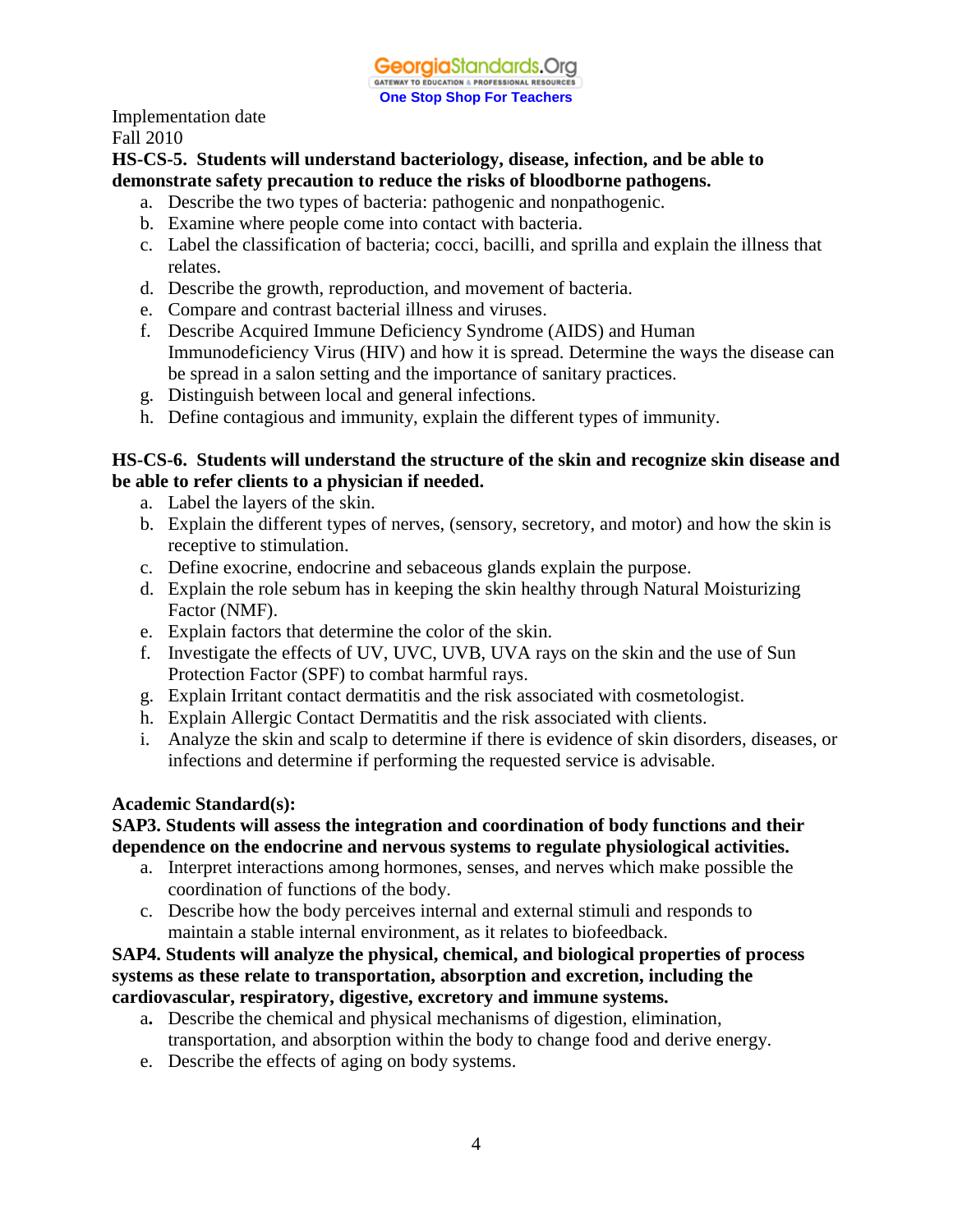Implementation date
Fall 2010

**HS-CS-5. Students will understand bacteriology, disease, infection, and be able to demonstrate safety precaution to reduce the risks of bloodborne pathogens.**

a. Describe the two types of bacteria: pathogenic and nonpathogenic.
b. Examine where people come into contact with bacteria.
c. Label the classification of bacteria; cocci, bacilli, and sprilla and explain the illness that relates.
d. Describe the growth, reproduction, and movement of bacteria.
e. Compare and contrast bacterial illness and viruses.
f. Describe Acquired Immune Deficiency Syndrome (AIDS) and Human Immunodeficiency Virus (HIV) and how it is spread. Determine the ways the disease can be spread in a salon setting and the importance of sanitary practices.
g. Distinguish between local and general infections.
h. Define contagious and immunity, explain the different types of immunity.

**HS-CS-6. Students will understand the structure of the skin and recognize skin disease and be able to refer clients to a physician if needed.**

a. Label the layers of the skin.
b. Explain the different types of nerves, (sensory, secretory, and motor) and how the skin is receptive to stimulation.
c. Define exocrine, endocrine and sebaceous glands explain the purpose.
d. Explain the role sebum has in keeping the skin healthy through Natural Moisturizing Factor (NMF).
e. Explain factors that determine the color of the skin.
f. Investigate the effects of UV, UVC, UVB, UVA rays on the skin and the use of Sun Protection Factor (SPF) to combat harmful rays.
g. Explain Irritant contact dermatitis and the risk associated with cosmetologist.
h. Explain Allergic Contact Dermatitis and the risk associated with clients.
i. Analyze the skin and scalp to determine if there is evidence of skin disorders, diseases, or infections and determine if performing the requested service is advisable.

**Academic Standard(s):**

**SAP3. Students will assess the integration and coordination of body functions and their dependence on the endocrine and nervous systems to regulate physiological activities.**

a. Interpret interactions among hormones, senses, and nerves which make possible the coordination of functions of the body.
c. Describe how the body perceives internal and external stimuli and responds to maintain a stable internal environment, as it relates to biofeedback.

**SAP4. Students will analyze the physical, chemical, and biological properties of process systems as these relate to transportation, absorption and excretion, including the cardiovascular, respiratory, digestive, excretory and immune systems.**

a. Describe the chemical and physical mechanisms of digestion, elimination, transportation, and absorption within the body to change food and derive energy.
e. Describe the effects of aging on body systems.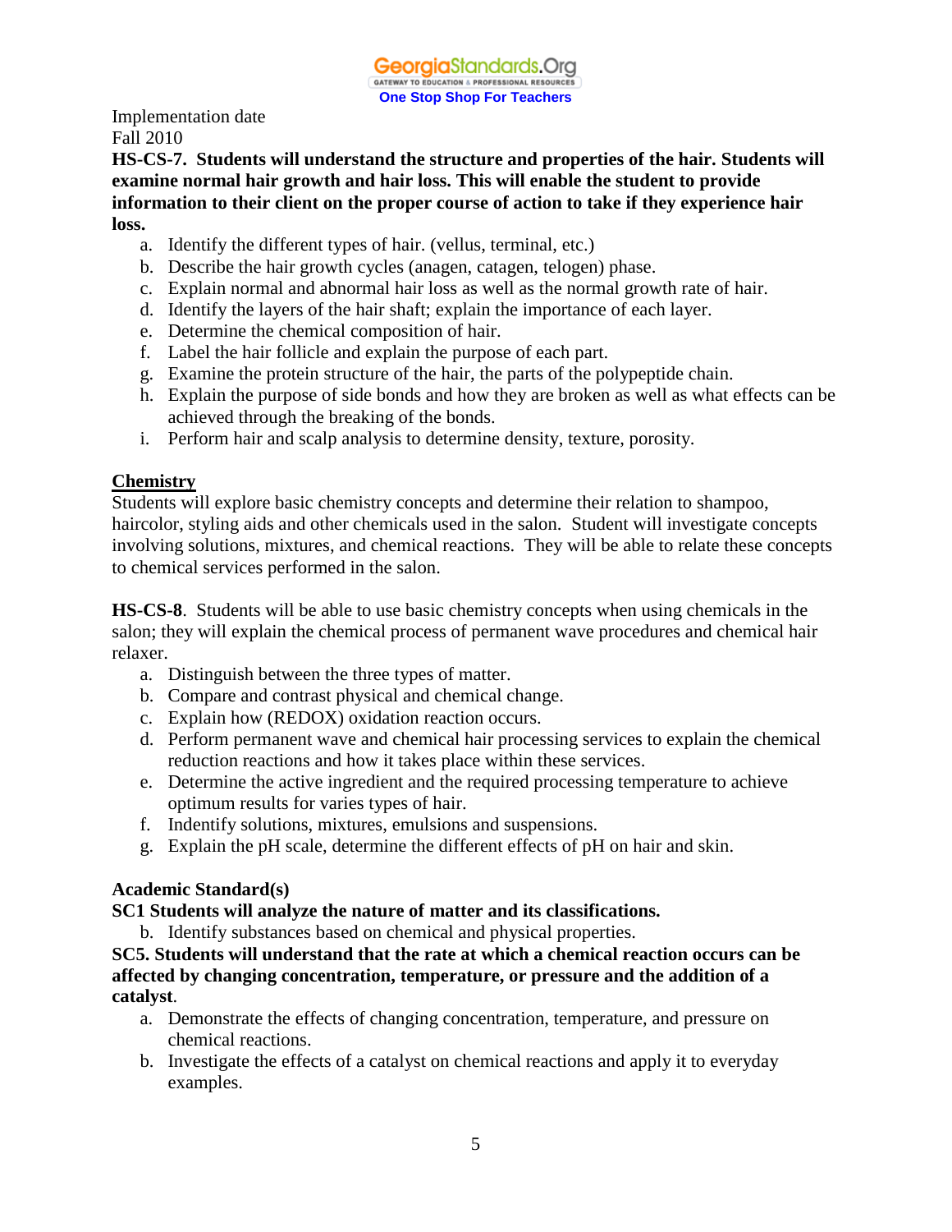Implementation date
Fall 2010

**HS-CS-7. Students will understand the structure and properties of the hair. Students will examine normal hair growth and hair loss. This will enable the student to provide information to their client on the proper course of action to take if they experience hair loss.**

a. Identify the different types of hair. (vellus, terminal, etc.)
b. Describe the hair growth cycles (anagen, catagen, telogen) phase.
c. Explain normal and abnormal hair loss as well as the normal growth rate of hair.
d. Identify the layers of the hair shaft; explain the importance of each layer.
e. Determine the chemical composition of hair.
f. Label the hair follicle and explain the purpose of each part.
g. Examine the protein structure of the hair, the parts of the polypeptide chain.
h. Explain the purpose of side bonds and how they are broken as well as what effects can be achieved through the breaking of the bonds.
i. Perform hair and scalp analysis to determine density, texture, porosity.

## Chemistry

Students will explore basic chemistry concepts and determine their relation to shampoo, haircolor, styling aids and other chemicals used in the salon. Student will investigate concepts involving solutions, mixtures, and chemical reactions. They will be able to relate these concepts to chemical services performed in the salon.

**HS-CS-8**. Students will be able to use basic chemistry concepts when using chemicals in the salon; they will explain the chemical process of permanent wave procedures and chemical hair relaxer.

a. Distinguish between the three types of matter.
b. Compare and contrast physical and chemical change.
c. Explain how (REDOX) oxidation reaction occurs.
d. Perform permanent wave and chemical hair processing services to explain the chemical reduction reactions and how it takes place within these services.
e. Determine the active ingredient and the required processing temperature to achieve optimum results for varies types of hair.
f. Indentify solutions, mixtures, emulsions and suspensions.
g. Explain the pH scale, determine the different effects of pH on hair and skin.

**Academic Standard(s)**

**SC1 Students will analyze the nature of matter and its classifications.**

b. Identify substances based on chemical and physical properties.

**SC5. Students will understand that the rate at which a chemical reaction occurs can be affected by changing concentration, temperature, or pressure and the addition of a catalyst**.

a. Demonstrate the effects of changing concentration, temperature, and pressure on chemical reactions.
b. Investigate the effects of a catalyst on chemical reactions and apply it to everyday examples.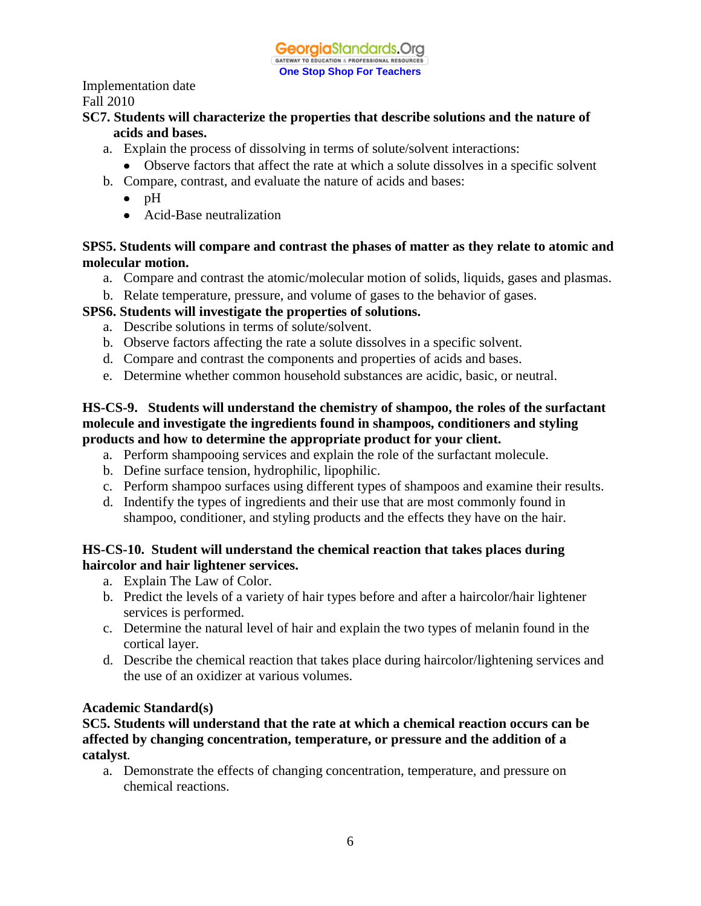Implementation date
Fall 2010

**SC7. Students will characterize the properties that describe solutions and the nature of acids and bases.**

a. Explain the process of dissolving in terms of solute/solvent interactions:
   - Observe factors that affect the rate at which a solute dissolves in a specific solvent

b. Compare, contrast, and evaluate the nature of acids and bases:
   - pH
   - Acid-Base neutralization

**SPS5. Students will compare and contrast the phases of matter as they relate to atomic and molecular motion.**

a. Compare and contrast the atomic/molecular motion of solids, liquids, gases and plasmas.
b. Relate temperature, pressure, and volume of gases to the behavior of gases.

**SPS6. Students will investigate the properties of solutions.**

a. Describe solutions in terms of solute/solvent.
b. Observe factors affecting the rate a solute dissolves in a specific solvent.
d. Compare and contrast the components and properties of acids and bases.
e. Determine whether common household substances are acidic, basic, or neutral.

**HS-CS-9. Students will understand the chemistry of shampoo, the roles of the surfactant molecule and investigate the ingredients found in shampoos, conditioners and styling products and how to determine the appropriate product for your client.**

a. Perform shampooing services and explain the role of the surfactant molecule.
b. Define surface tension, hydrophilic, lipophilic.
c. Perform shampoo surfaces using different types of shampoos and examine their results.
d. Indentify the types of ingredients and their use that are most commonly found in shampoo, conditioner, and styling products and the effects they have on the hair.

**HS-CS-10. Student will understand the chemical reaction that takes places during haircolor and hair lightener services.**

a. Explain The Law of Color.
b. Predict the levels of a variety of hair types before and after a haircolor/hair lightener services is performed.
c. Determine the natural level of hair and explain the two types of melanin found in the cortical layer.
d. Describe the chemical reaction that takes place during haircolor/lightening services and the use of an oxidizer at various volumes.

**Academic Standard(s)**

**SC5. Students will understand that the rate at which a chemical reaction occurs can be affected by changing concentration, temperature, or pressure and the addition of a catalyst**.

a. Demonstrate the effects of changing concentration, temperature, and pressure on chemical reactions.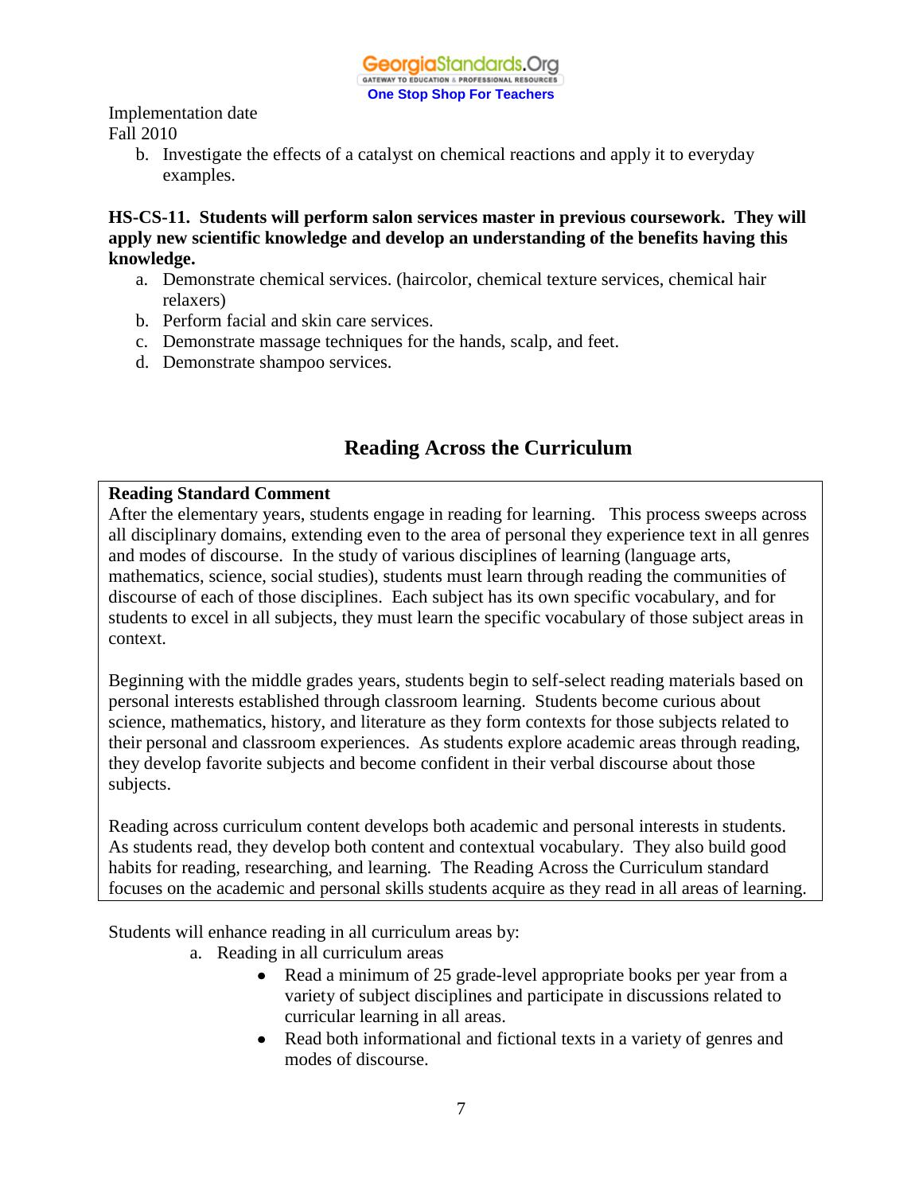Implementation date
Fall 2010

b. Investigate the effects of a catalyst on chemical reactions and apply it to everyday examples.

**HS-CS-11. Students will perform salon services master in previous coursework. They will apply new scientific knowledge and develop an understanding of the benefits having this knowledge.**

a. Demonstrate chemical services. (haircolor, chemical texture services, chemical hair relaxers)
b. Perform facial and skin care services.
c. Demonstrate massage techniques for the hands, scalp, and feet.
d. Demonstrate shampoo services.

## Reading Across the Curriculum

**Reading Standard Comment**

After the elementary years, students engage in reading for learning. This process sweeps across all disciplinary domains, extending even to the area of personal they experience text in all genres and modes of discourse. In the study of various disciplines of learning (language arts, mathematics, science, social studies), students must learn through reading the communities of discourse of each of those disciplines. Each subject has its own specific vocabulary, and for students to excel in all subjects, they must learn the specific vocabulary of those subject areas in context.

Beginning with the middle grades years, students begin to self-select reading materials based on personal interests established through classroom learning. Students become curious about science, mathematics, history, and literature as they form contexts for those subjects related to their personal and classroom experiences. As students explore academic areas through reading, they develop favorite subjects and become confident in their verbal discourse about those subjects.

Reading across curriculum content develops both academic and personal interests in students. As students read, they develop both content and contextual vocabulary. They also build good habits for reading, researching, and learning. The Reading Across the Curriculum standard focuses on the academic and personal skills students acquire as they read in all areas of learning.

Students will enhance reading in all curriculum areas by:

a. Reading in all curriculum areas
   - Read a minimum of 25 grade-level appropriate books per year from a variety of subject disciplines and participate in discussions related to curricular learning in all areas.
   - Read both informational and fictional texts in a variety of genres and modes of discourse.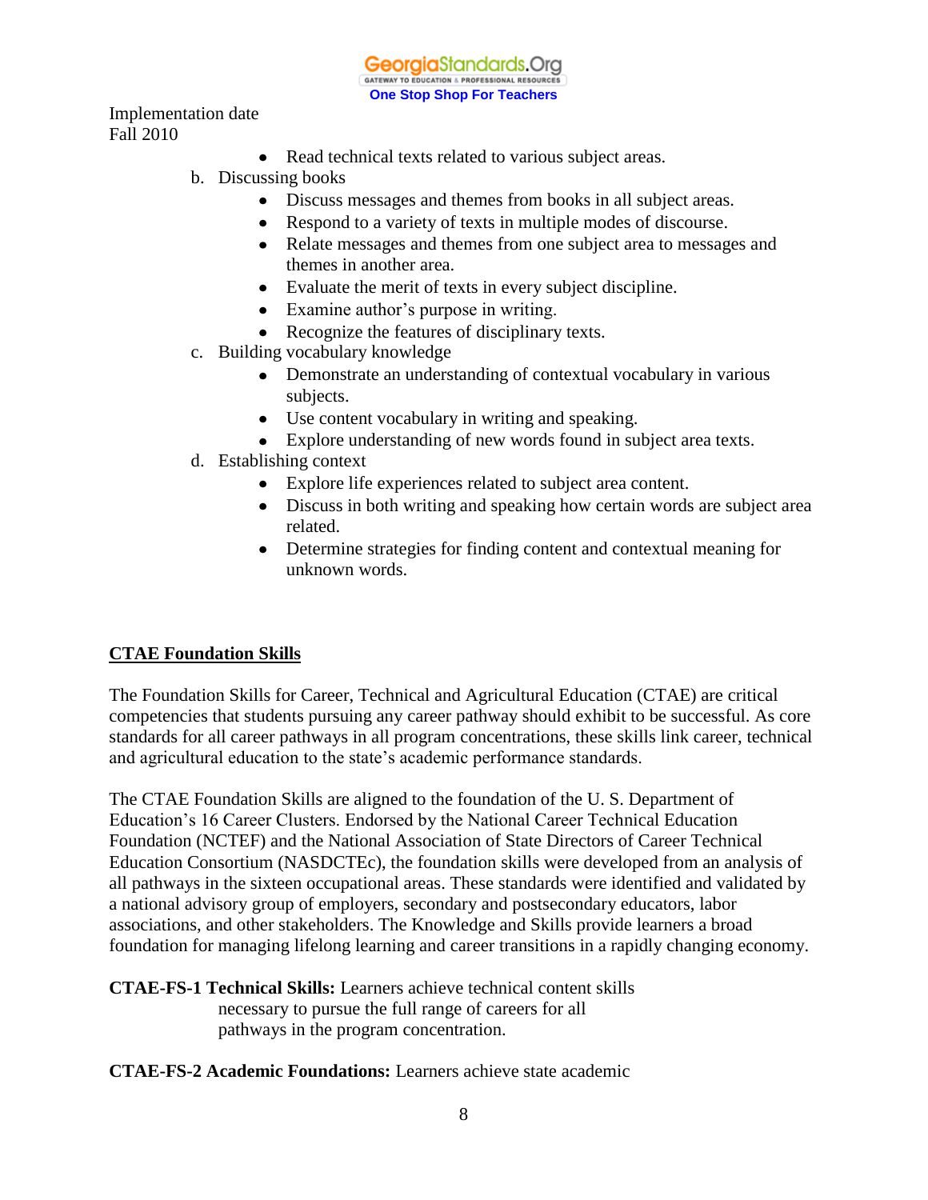Implementation date
Fall 2010

- Read technical texts related to various subject areas.

b. Discussing books
  - Discuss messages and themes from books in all subject areas.
  - Respond to a variety of texts in multiple modes of discourse.
  - Relate messages and themes from one subject area to messages and themes in another area.
  - Evaluate the merit of texts in every subject discipline.
  - Examine author's purpose in writing.
  - Recognize the features of disciplinary texts.

c. Building vocabulary knowledge
  - Demonstrate an understanding of contextual vocabulary in various subjects.
  - Use content vocabulary in writing and speaking.
  - Explore understanding of new words found in subject area texts.

d. Establishing context
  - Explore life experiences related to subject area content.
  - Discuss in both writing and speaking how certain words are subject area related.
  - Determine strategies for finding content and contextual meaning for unknown words.

## CTAE Foundation Skills

The Foundation Skills for Career, Technical and Agricultural Education (CTAE) are critical competencies that students pursuing any career pathway should exhibit to be successful. As core standards for all career pathways in all program concentrations, these skills link career, technical and agricultural education to the state's academic performance standards.

The CTAE Foundation Skills are aligned to the foundation of the U. S. Department of Education's 16 Career Clusters. Endorsed by the National Career Technical Education Foundation (NCTEF) and the National Association of State Directors of Career Technical Education Consortium (NASDCTEc), the foundation skills were developed from an analysis of all pathways in the sixteen occupational areas. These standards were identified and validated by a national advisory group of employers, secondary and postsecondary educators, labor associations, and other stakeholders. The Knowledge and Skills provide learners a broad foundation for managing lifelong learning and career transitions in a rapidly changing economy.

**CTAE-FS-1 Technical Skills:** Learners achieve technical content skills necessary to pursue the full range of careers for all pathways in the program concentration.

**CTAE-FS-2 Academic Foundations:** Learners achieve state academic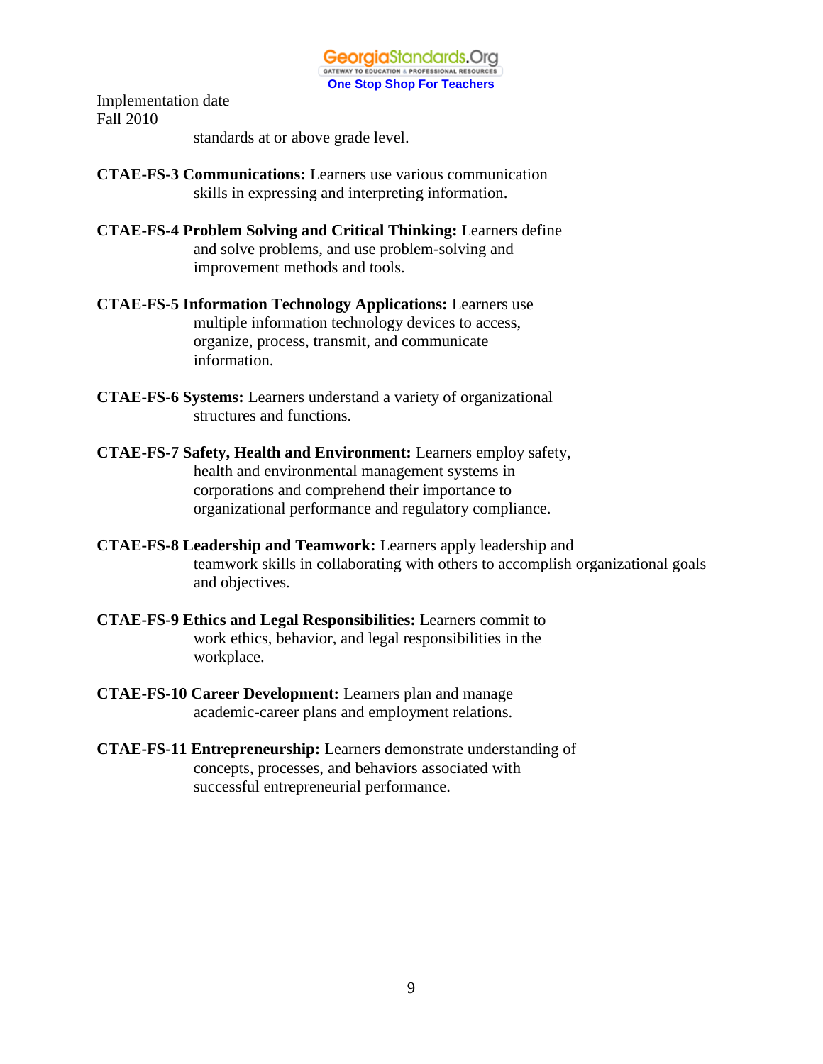Implementation date
Fall 2010

standards at or above grade level.

**CTAE-FS-3 Communications:** Learners use various communication skills in expressing and interpreting information.

**CTAE-FS-4 Problem Solving and Critical Thinking:** Learners define and solve problems, and use problem-solving and improvement methods and tools.

**CTAE-FS-5 Information Technology Applications:** Learners use multiple information technology devices to access, organize, process, transmit, and communicate information.

**CTAE-FS-6 Systems:** Learners understand a variety of organizational structures and functions.

**CTAE-FS-7 Safety, Health and Environment:** Learners employ safety, health and environmental management systems in corporations and comprehend their importance to organizational performance and regulatory compliance.

**CTAE-FS-8 Leadership and Teamwork:** Learners apply leadership and teamwork skills in collaborating with others to accomplish organizational goals and objectives.

**CTAE-FS-9 Ethics and Legal Responsibilities:** Learners commit to work ethics, behavior, and legal responsibilities in the workplace.

**CTAE-FS-10 Career Development:** Learners plan and manage academic-career plans and employment relations.

**CTAE-FS-11 Entrepreneurship:** Learners demonstrate understanding of concepts, processes, and behaviors associated with successful entrepreneurial performance.